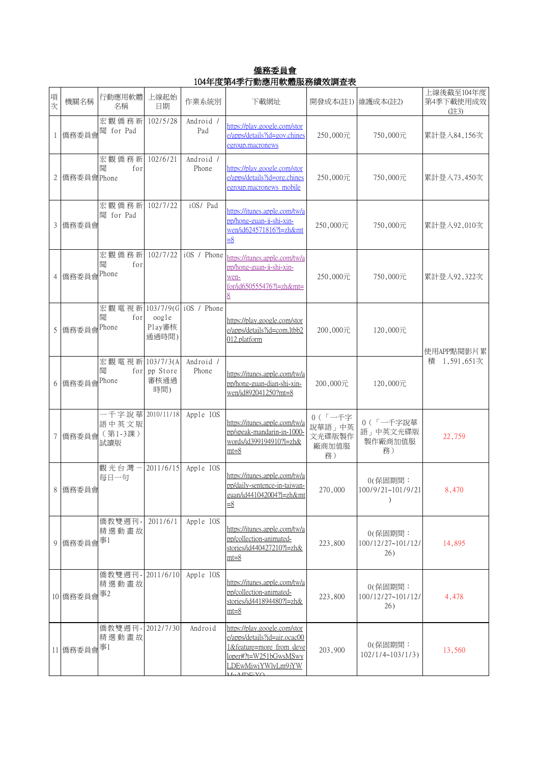# 僑務委員會
## 104年度第4季行動應用軟體服務績效調查表

| 項次 | 機關名稱 | 行動應用軟體名稱 | 上線起始日期 | 作業系統別 | 下載網址 | 開發成本(註1) | 維護成本(註2) | 上線後截至104年度第4季下載使用成效(註3) |
|---|---|---|---|---|---|---|---|---|
| 1 | 僑務委員會 | 宏觀僑務新聞 for Pad | 102/5/28 | Android / Pad | https://play.google.com/store/apps/details?id=gov.chinesegroup.macronews | 250,000元 | 750,000元 | 累計登入84,156次 |
| 2 | 僑務委員會 | 宏觀僑務新聞 for Phone | 102/6/21 | Android / Phone | https://play.google.com/store/apps/details?id=org.chinesegroup.macronews_mobile | 250,000元 | 750,000元 | 累計登入73,450次 |
| 3 | 僑務委員會 | 宏觀僑務新聞 for Pad | 102/7/22 | iOS/ Pad | https://itunes.apple.com/tw/app/hong-guan-ji-shi-xin-wen/id624571816?l=zh&mt=8 | 250,000元 | 750,000元 | 累計登入92,010次 |
| 4 | 僑務委員會 | 宏觀僑務新聞 for Phone | 102/7/22 | iOS / Phone | https://itunes.apple.com/tw/app/hong-guan-ji-shi-xin-wen-for/id650555476?l=zh&mt=8 | 250,000元 | 750,000元 | 累計登入92,322次 |
| 5 | 僑務委員會 | 宏觀電視新聞 for Phone | 103/7/9(Google Play審核通過時間) | iOS / Phone | https://play.google.com/store/apps/details?id=com.ltbb2012.platform | 200,000元 | 120,000元 | 使用APP點閱影片累積 1,591,651次 |
| 6 | 僑務委員會 | 宏觀電視新聞 for Phone | 103/7/3(App Store審核通過時間) | Android / Phone | https://itunes.apple.com/tw/app/hong-guan-dian-shi-xin-wen/id892041250?mt=8 | 200,000元 | 120,000元 | |
| 7 | 僑務委員會 | 一千字說華語中英文版(第1-3課)試讀版 | 2010/11/18 | Apple IOS | https://itunes.apple.com/tw/app/speak-mandarin-in-1000-words/id399194910?l=zh&mt=8 | 0(「一千字說華語」中英文光碟版製作廠商加值服務) | 0(「一千字說華語」中英文光碟版製作廠商加值服務) | 22,759 |
| 8 | 僑務委員會 | 觀光台灣－每日一句 | 2011/6/15 | Apple IOS | https://itunes.apple.com/tw/app/daily-sentence-in-taiwan-guan/id441042004?l=zh&mt=8 | 270,000 | 0(保固期間：100/9/21~101/9/21) | 8,470 |
| 9 | 僑務委員會 | 僑教雙週刊-精選動畫故事1 | 2011/6/1 | Apple IOS | https://itunes.apple.com/tw/app/collection-animated-stories/id440427210?l=zh&mt=8 | 223,800 | 0(保固期間：100/12/27~101/12/26) | 14,895 |
| 10 | 僑務委員會 | 僑教雙週刊-精選動畫故事2 | 2011/6/10 | Apple IOS | https://itunes.apple.com/tw/app/collection-animated-stories/id441894480?l=zh&mt=8 | 223,800 | 0(保固期間：100/12/27~101/12/26) | 4,478 |
| 11 | 僑務委員會 | 僑教雙週刊-精選動畫故事1 | 2012/7/30 | Android | https://play.google.com/store/apps/details?id=air.ocac001&feature=more_from_developer#?t=W251bGwsMSwyLDEwMiwiYWlyLm9jYWMwMDExXQ | 203,900 | 0(保固期間：102/1/4~103/1/3) | 13,560 |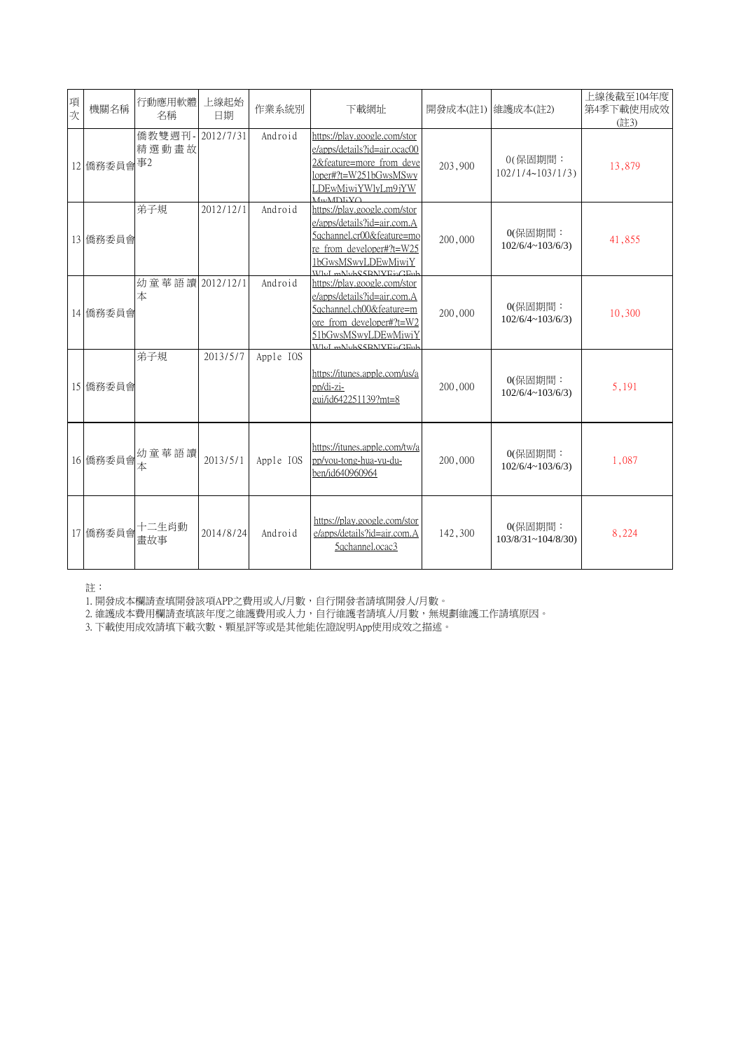| 項次 | 機關名稱 | 行動應用軟體名稱 | 上線起始日期 | 作業系統別 | 下載網址 | 開發成本(註1) | 維護成本(註2) | 上線後截至104年度第4季下載使用成效(註3) |
|---|---|---|---|---|---|---|---|---|
| 12 | 僑務委員會 | 僑教雙週刊-精選動畫故事2 | 2012/7/31 | Android | https://play.google.com/store/apps/details?id=air.ocac002&feature=more_from_developer#?t=W251bGwsMSwyLDEwMiwiYWlyLm9jYWMwMDIiXQ.. | 203,900 | 0(保固期間：102/1/4~103/1/3) | 13,879 |
| 13 | 僑務委員會 | 弟子規 | 2012/12/1 | Android | https://play.google.com/store/apps/details?id=air.com.A5qchannel.cr00&feature=more_from_developer#?t=W251bGwsMSwyLDEwMiwiYWlyLmNvbS5BNXFjaGub | 200,000 | 0(保固期間：102/6/4~103/6/3) | 41,855 |
| 14 | 僑務委員會 | 幼童華語讀本 | 2012/12/1 | Android | https://play.google.com/store/apps/details?id=air.com.A5qchannel.ch00&feature=more_from_developer#?t=W251bGwsMSwyLDEwMiwiYWlyLmNvbS5BNXFjaGub | 200,000 | 0(保固期間：102/6/4~103/6/3) | 10,300 |
| 15 | 僑務委員會 | 弟子規 | 2013/5/7 | Apple IOS | https://itunes.apple.com/us/app/di-zi-gui/id642251139?mt=8 | 200,000 | 0(保固期間：102/6/4~103/6/3) | 5,191 |
| 16 | 僑務委員會 | 幼童華語讀本 | 2013/5/1 | Apple IOS | https://itunes.apple.com/tw/app/you-tong-hua-yu-du-ben/id640960964 | 200,000 | 0(保固期間：102/6/4~103/6/3) | 1,087 |
| 17 | 僑務委員會 | 十二生肖動畫故事 | 2014/8/24 | Android | https://play.google.com/store/apps/details?id=air.com.A5qchannel.ocac3 | 142,300 | 0(保固期間：103/8/31~104/8/30) | 8,224 |

註：

1. 開發成本欄請查填開發該項APP之費用或人/月數，自行開發者請填開發人/月數。
2. 維護成本費用欄請查填該年度之維護費用或人力，自行維護者請填人/月數，無規劃維護工作請填原因。
3. 下載使用成效請填下載次數、顆星評等或是其他能佐證說明App使用成效之描述。